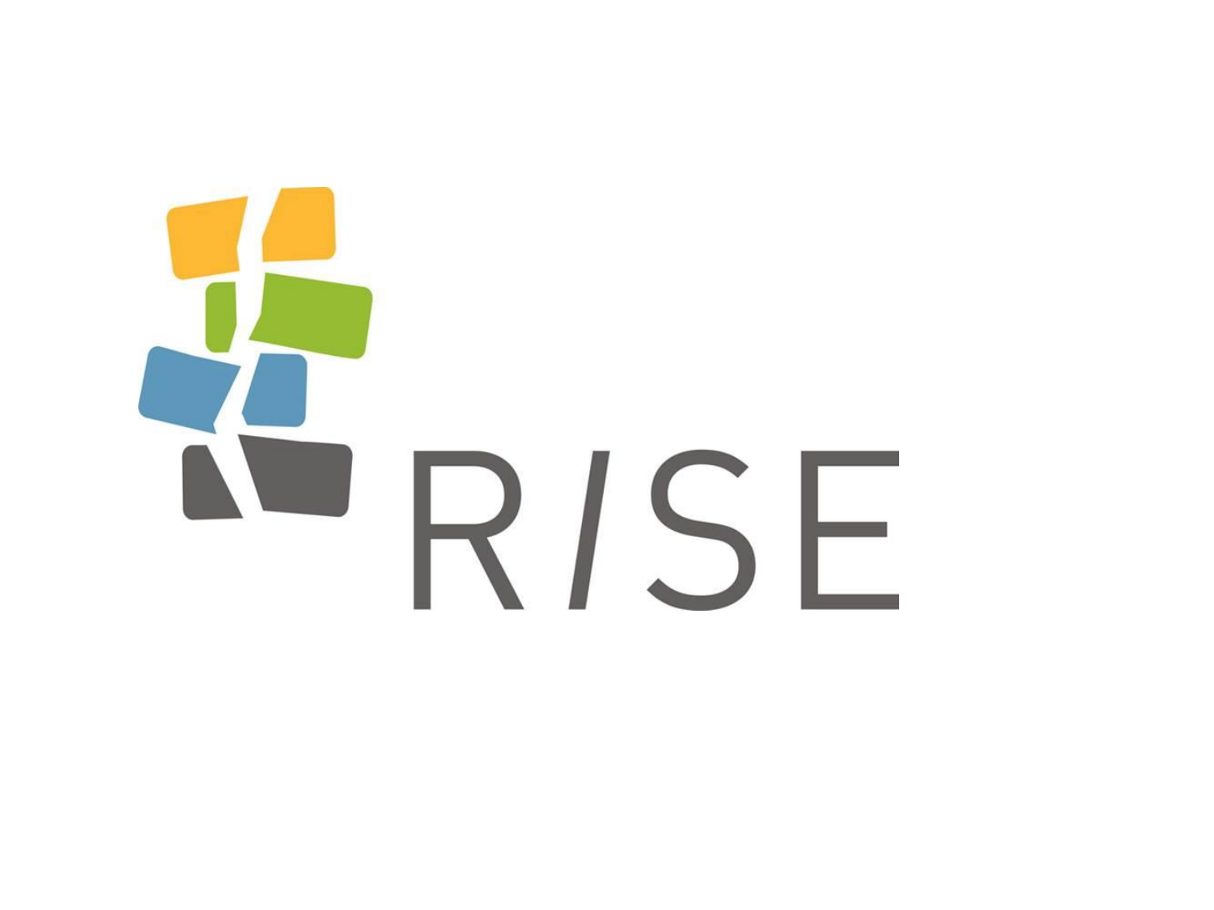R/SE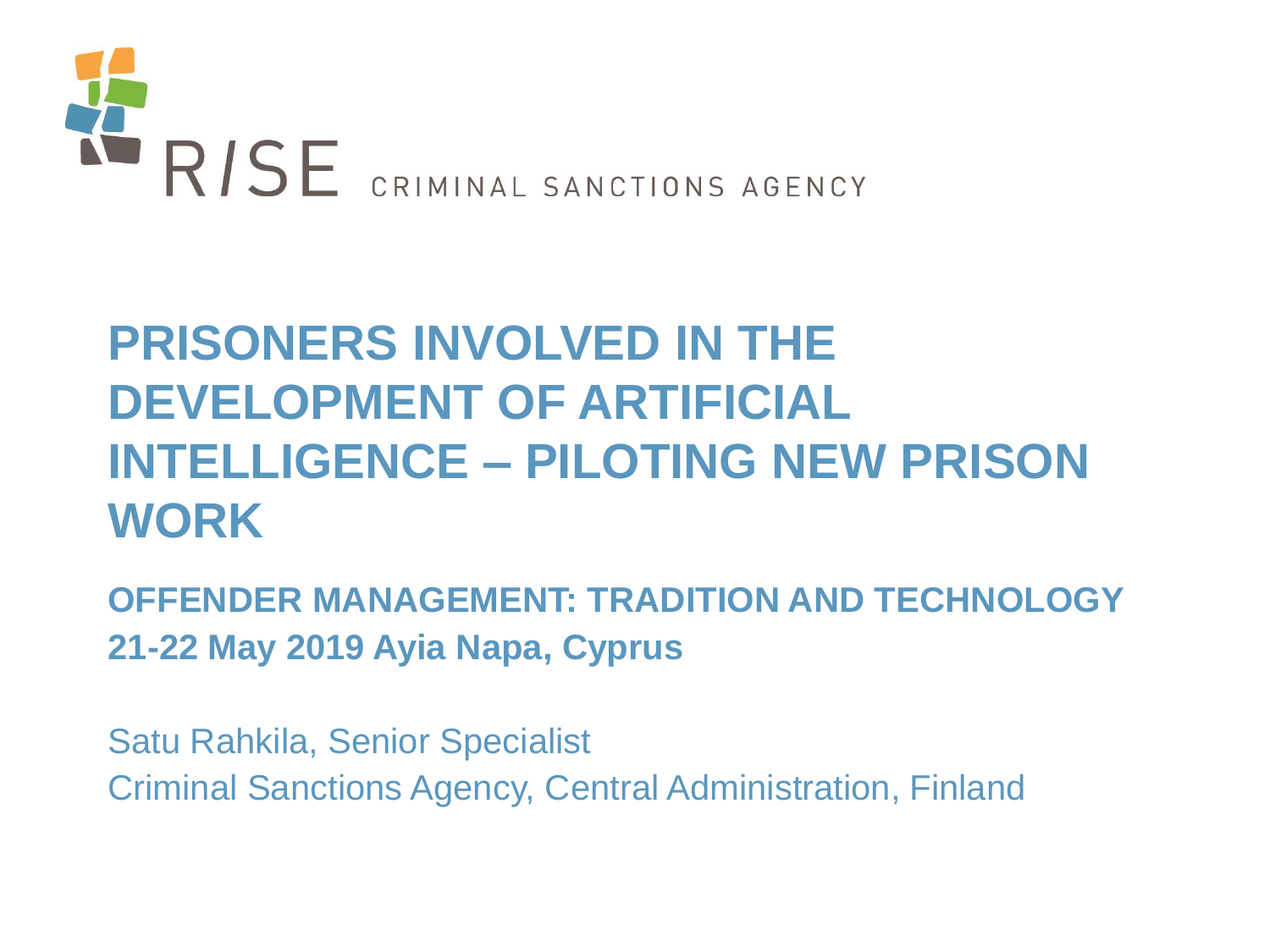RISE CRIMINAL SANCTIONS AGENCY

# PRISONERS INVOLVED IN THE DEVELOPMENT OF ARTIFICIAL INTELLIGENCE – PILOTING NEW PRISON WORK

**OFFENDER MANAGEMENT: TRADITION AND TECHNOLOGY**
**21-22 May 2019 Ayia Napa, Cyprus**

Satu Rahkila, Senior Specialist
Criminal Sanctions Agency, Central Administration, Finland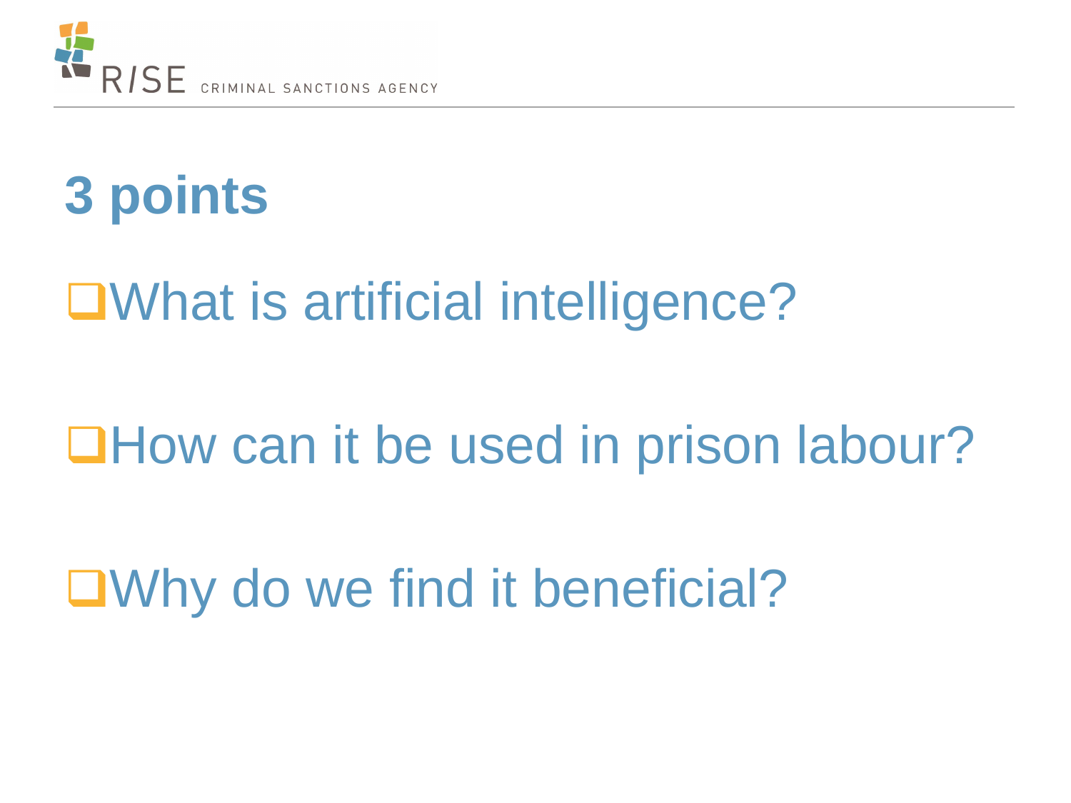# 3 points

- What is artificial intelligence?
- How can it be used in prison labour?
- Why do we find it beneficial?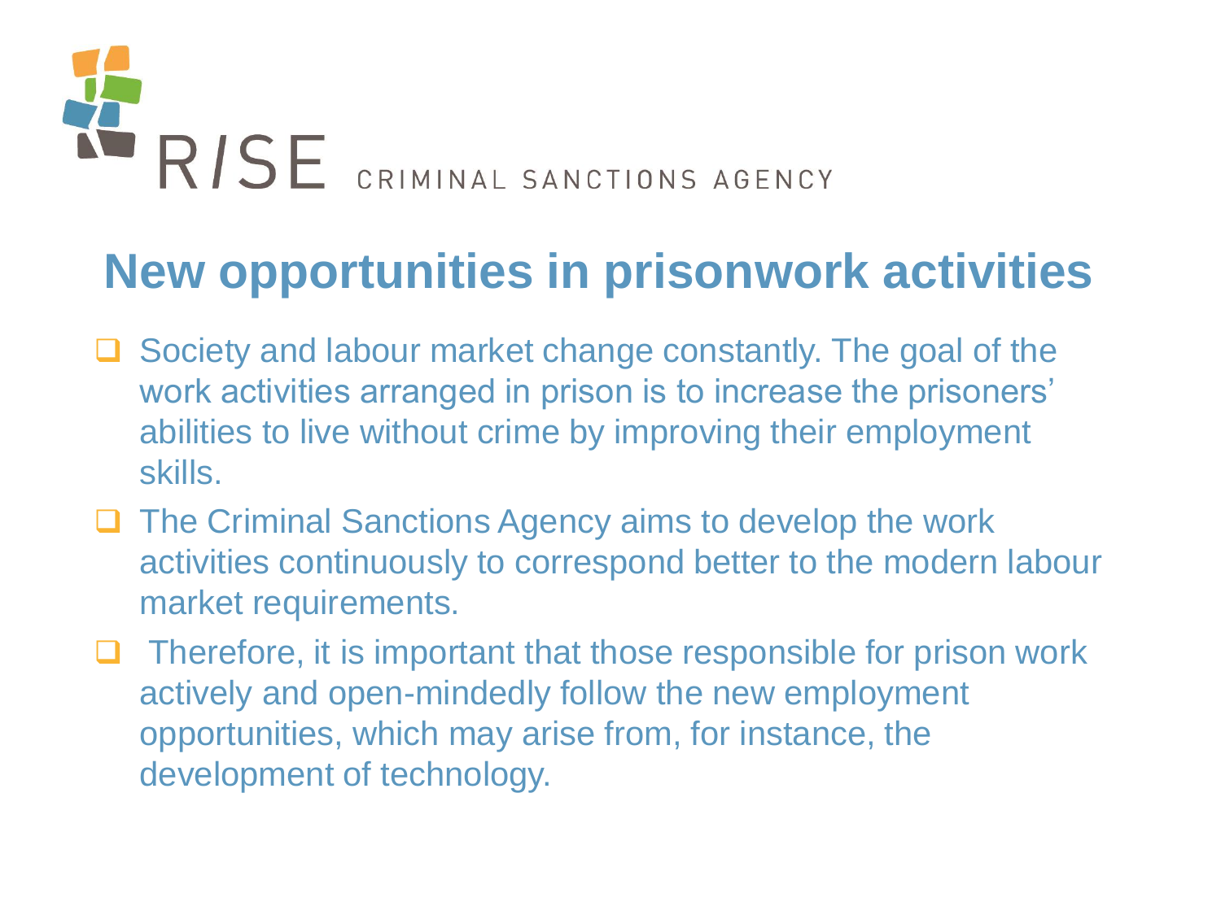RISE CRIMINAL SANCTIONS AGENCY

# New opportunities in prisonwork activities

- Society and labour market change constantly. The goal of the work activities arranged in prison is to increase the prisoners' abilities to live without crime by improving their employment skills.
- The Criminal Sanctions Agency aims to develop the work activities continuously to correspond better to the modern labour market requirements.
- Therefore, it is important that those responsible for prison work actively and open-mindedly follow the new employment opportunities, which may arise from, for instance, the development of technology.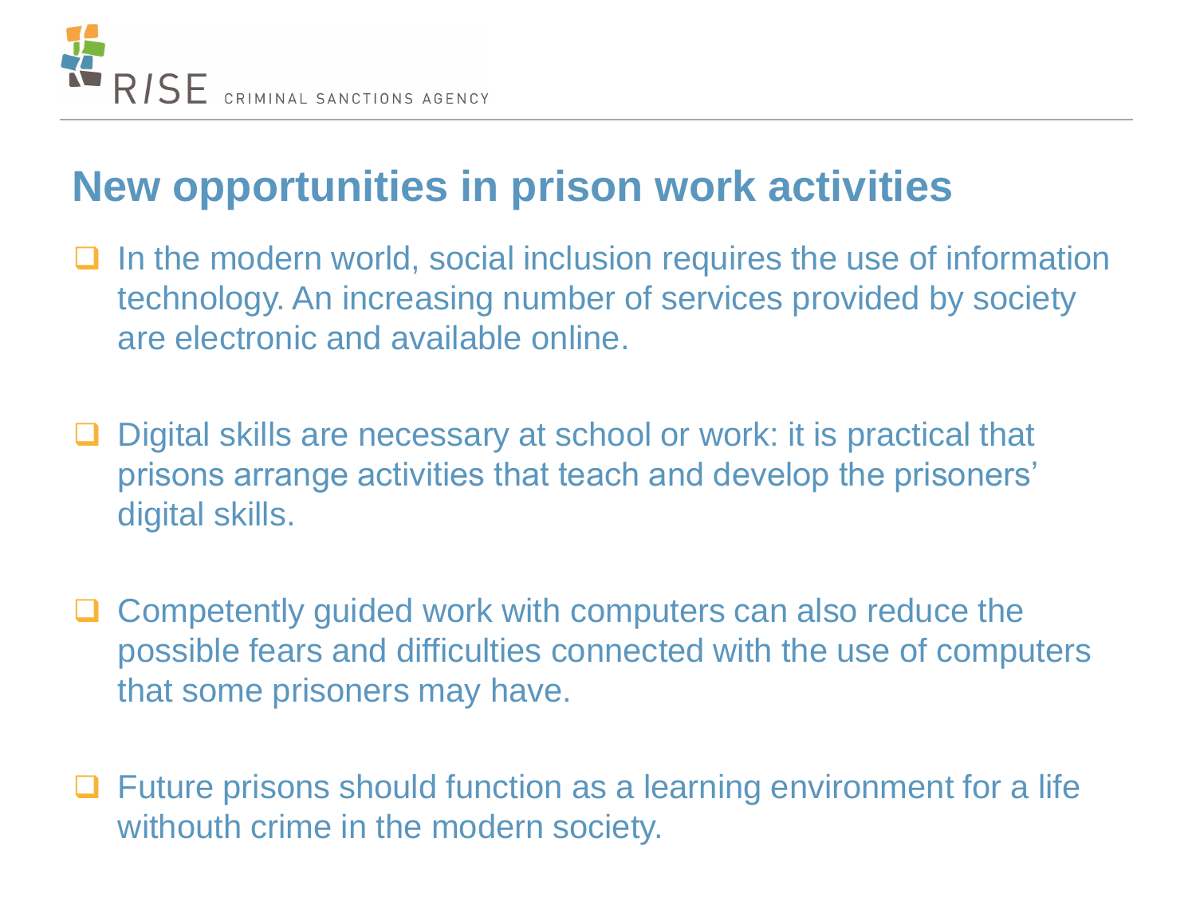# New opportunities in prison work activities

- In the modern world, social inclusion requires the use of information technology. An increasing number of services provided by society are electronic and available online.

- Digital skills are necessary at school or work: it is practical that prisons arrange activities that teach and develop the prisoners' digital skills.

- Competently guided work with computers can also reduce the possible fears and difficulties connected with the use of computers that some prisoners may have.

- Future prisons should function as a learning environment for a life withouth crime in the modern society.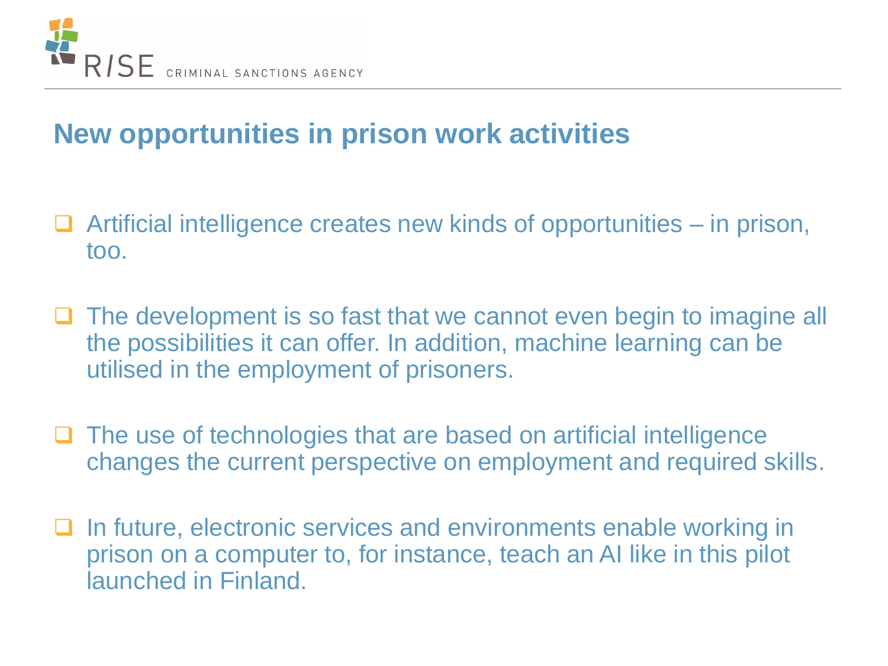## New opportunities in prison work activities

- Artificial intelligence creates new kinds of opportunities – in prison, too.

- The development is so fast that we cannot even begin to imagine all the possibilities it can offer. In addition, machine learning can be utilised in the employment of prisoners.

- The use of technologies that are based on artificial intelligence changes the current perspective on employment and required skills.

- In future, electronic services and environments enable working in prison on a computer to, for instance, teach an AI like in this pilot launched in Finland.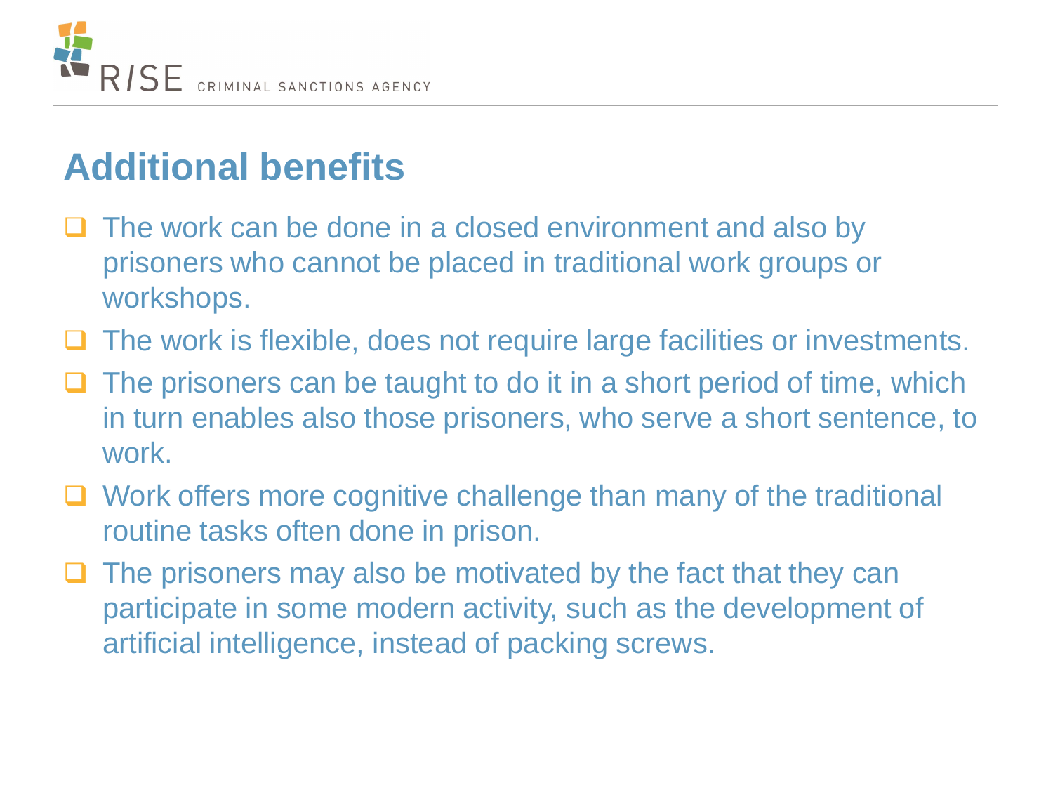## Additional benefits

- The work can be done in a closed environment and also by prisoners who cannot be placed in traditional work groups or workshops.
- The work is flexible, does not require large facilities or investments.
- The prisoners can be taught to do it in a short period of time, which in turn enables also those prisoners, who serve a short sentence, to work.
- Work offers more cognitive challenge than many of the traditional routine tasks often done in prison.
- The prisoners may also be motivated by the fact that they can participate in some modern activity, such as the development of artificial intelligence, instead of packing screws.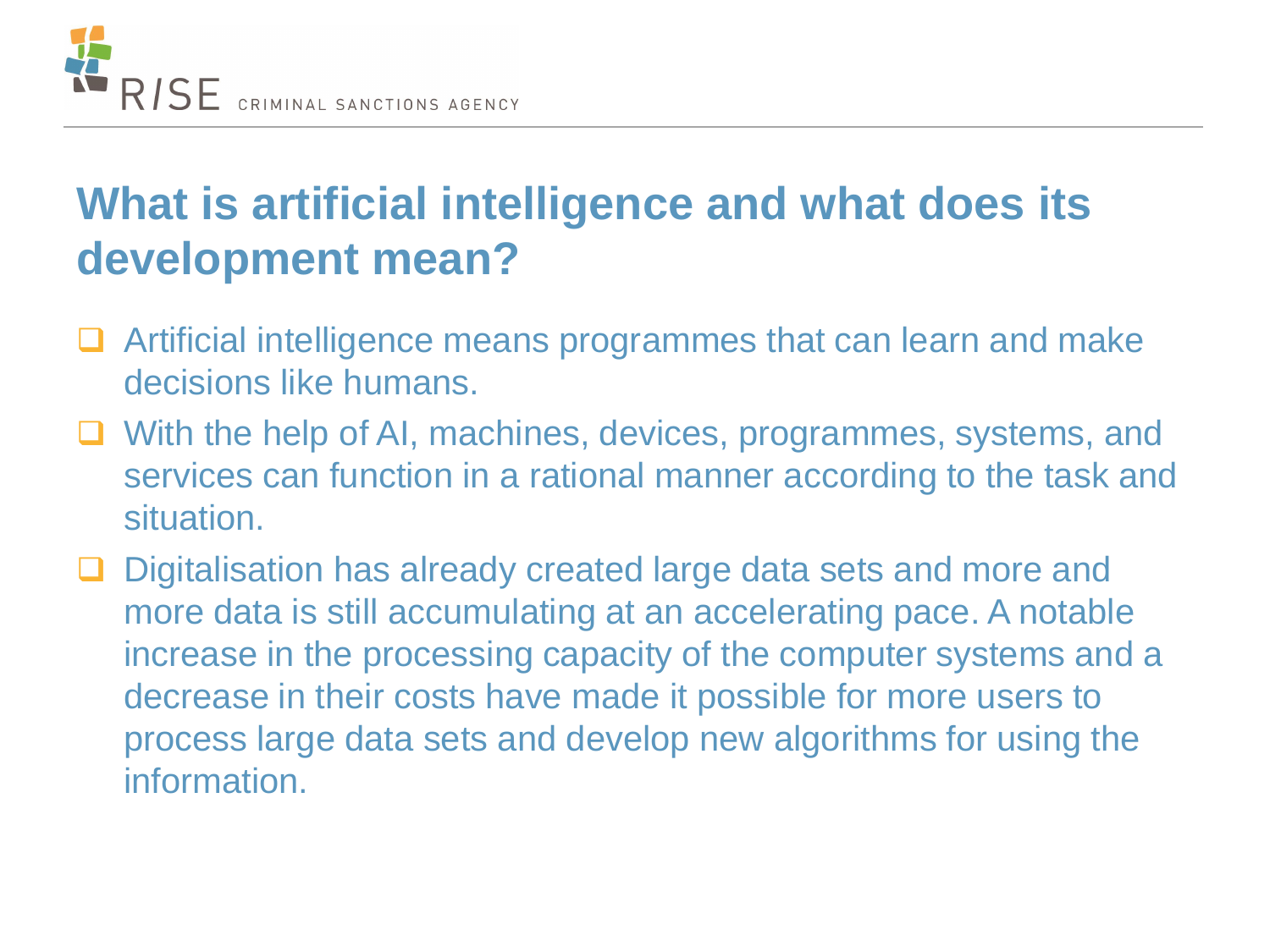## What is artificial intelligence and what does its development mean?

- Artificial intelligence means programmes that can learn and make decisions like humans.
- With the help of AI, machines, devices, programmes, systems, and services can function in a rational manner according to the task and situation.
- Digitalisation has already created large data sets and more and more data is still accumulating at an accelerating pace. A notable increase in the processing capacity of the computer systems and a decrease in their costs have made it possible for more users to process large data sets and develop new algorithms for using the information.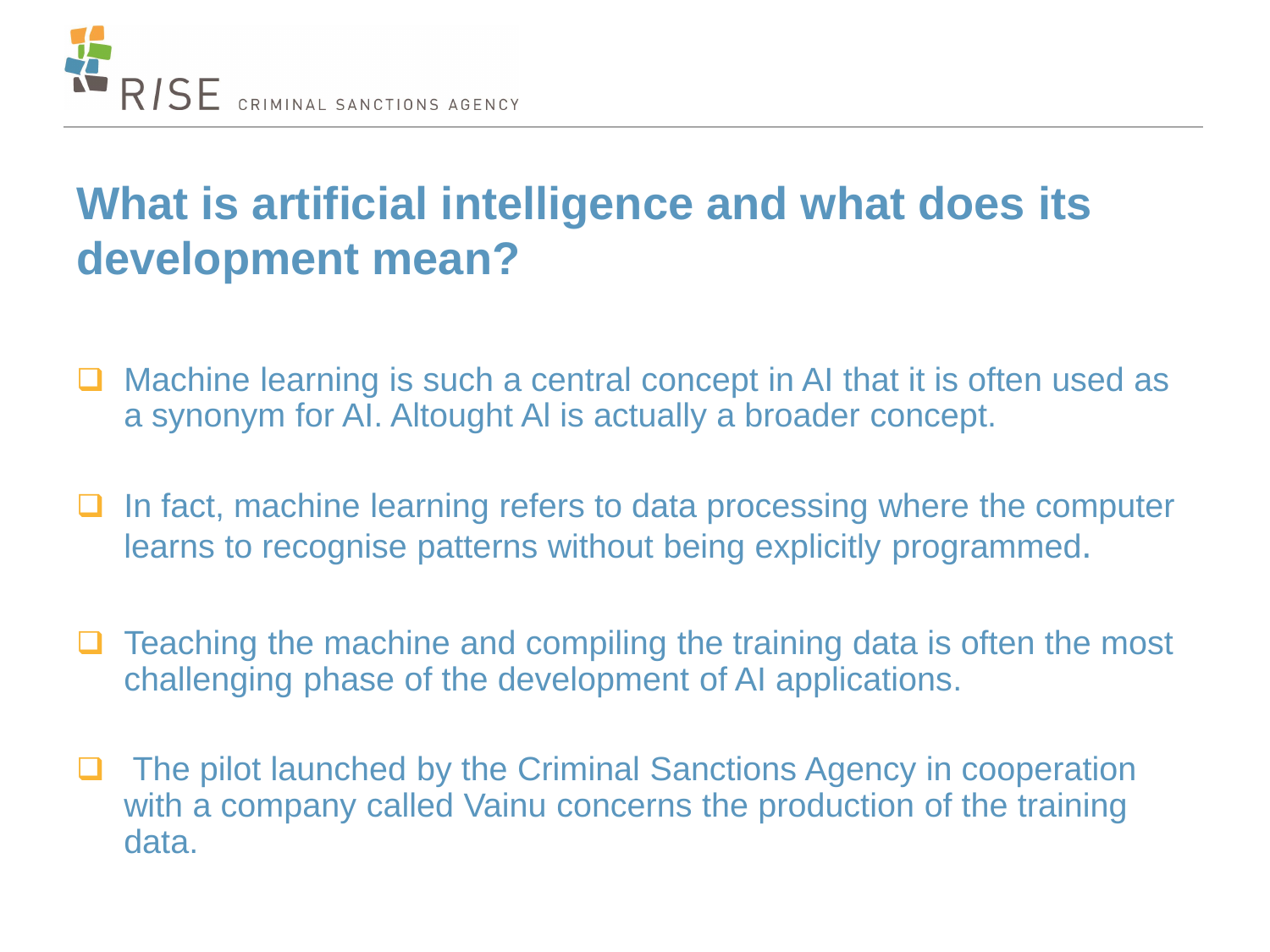## What is artificial intelligence and what does its development mean?

- Machine learning is such a central concept in AI that it is often used as a synonym for AI. Altought Al is actually a broader concept.
- In fact, machine learning refers to data processing where the computer learns to recognise patterns without being explicitly programmed.
- Teaching the machine and compiling the training data is often the most challenging phase of the development of AI applications.
- The pilot launched by the Criminal Sanctions Agency in cooperation with a company called Vainu concerns the production of the training data.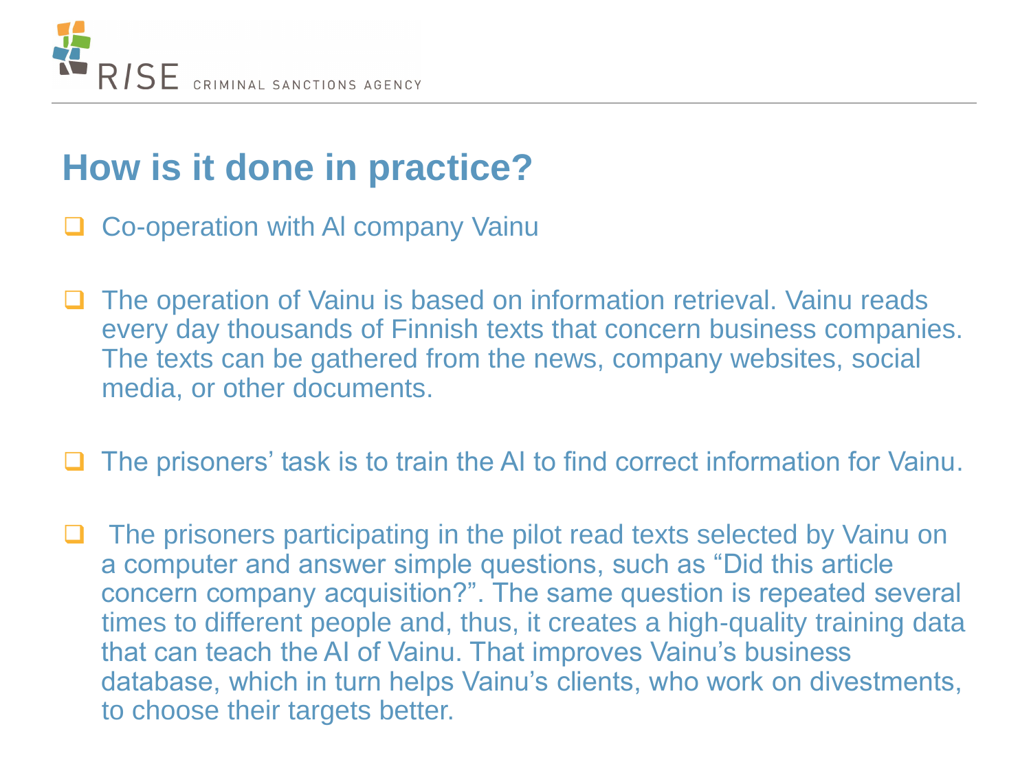# How is it done in practice?

- Co-operation with AI company Vainu

- The operation of Vainu is based on information retrieval. Vainu reads every day thousands of Finnish texts that concern business companies. The texts can be gathered from the news, company websites, social media, or other documents.

- The prisoners' task is to train the AI to find correct information for Vainu.

- The prisoners participating in the pilot read texts selected by Vainu on a computer and answer simple questions, such as "Did this article concern company acquisition?". The same question is repeated several times to different people and, thus, it creates a high-quality training data that can teach the AI of Vainu. That improves Vainu's business database, which in turn helps Vainu's clients, who work on divestments, to choose their targets better.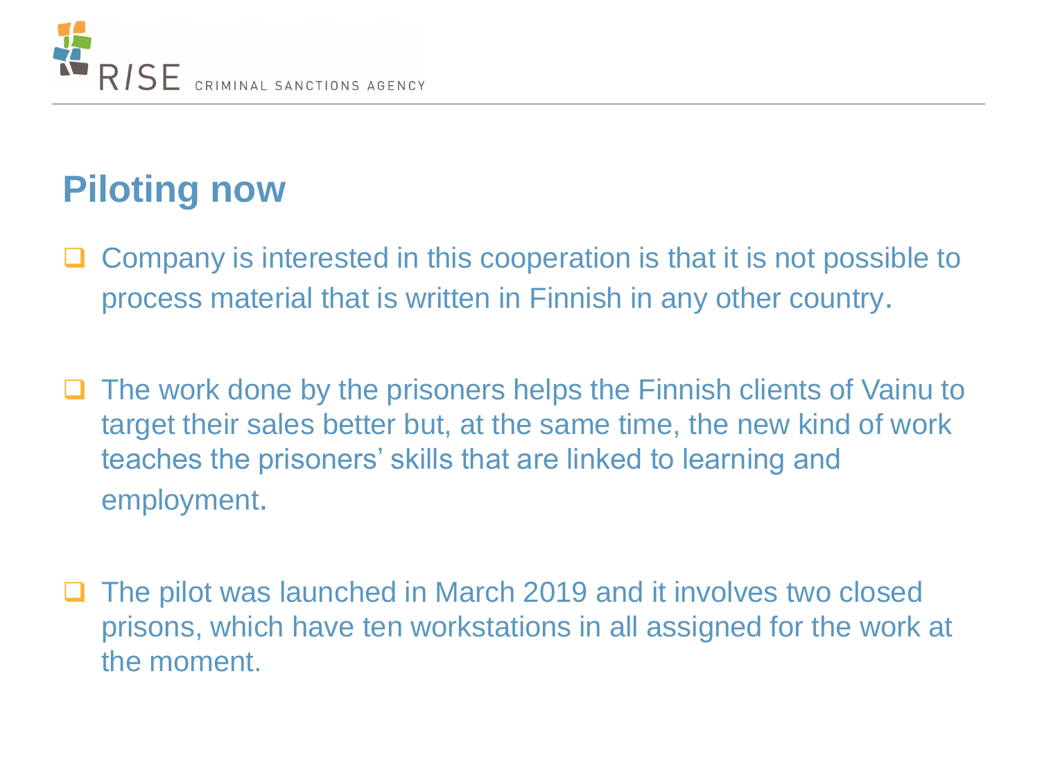# Piloting now

- Company is interested in this cooperation is that it is not possible to process material that is written in Finnish in any other country.

- The work done by the prisoners helps the Finnish clients of Vainu to target their sales better but, at the same time, the new kind of work teaches the prisoners' skills that are linked to learning and employment.

- The pilot was launched in March 2019 and it involves two closed prisons, which have ten workstations in all assigned for the work at the moment.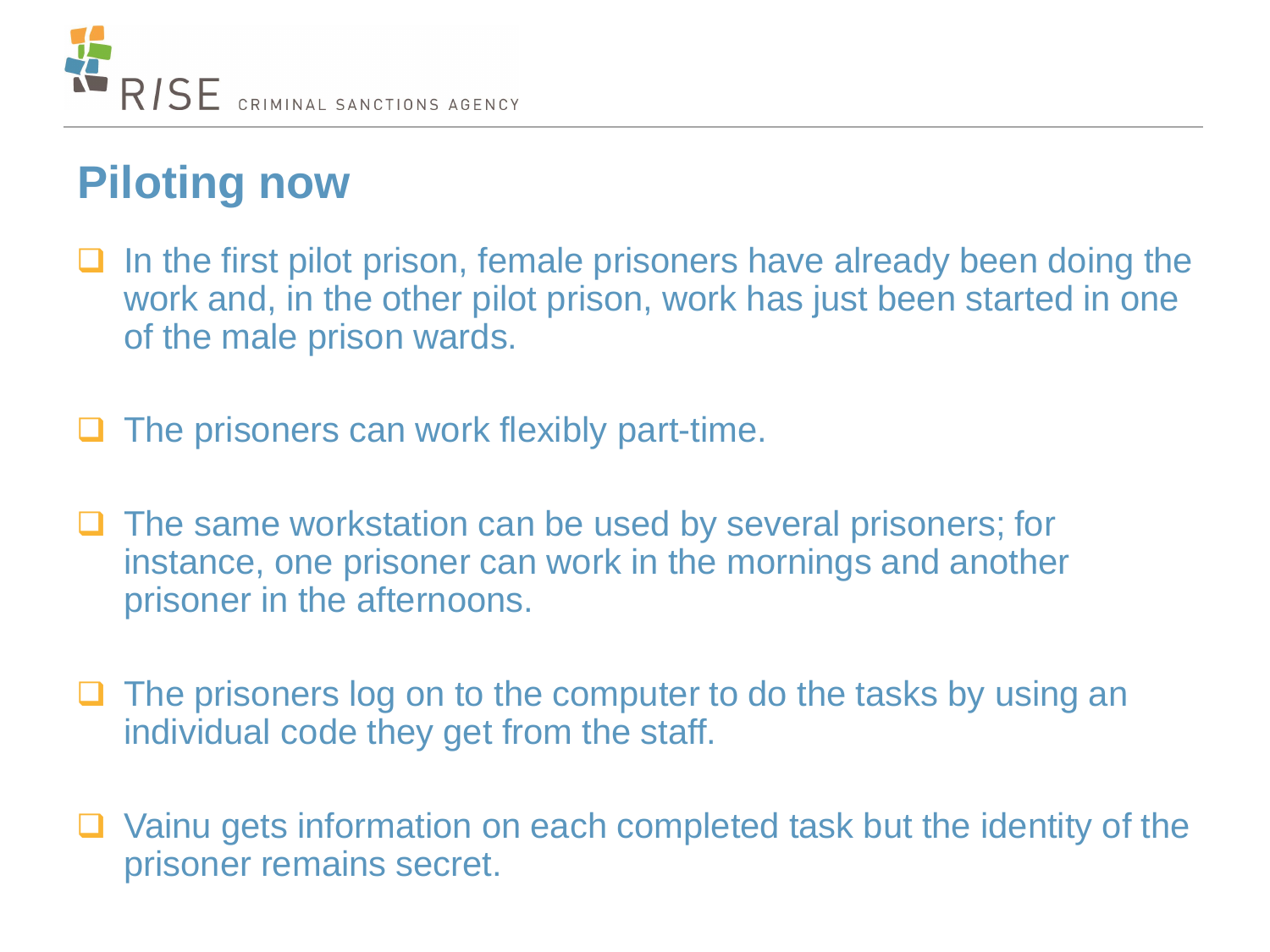## Piloting now

- In the first pilot prison, female prisoners have already been doing the work and, in the other pilot prison, work has just been started in one of the male prison wards.
- The prisoners can work flexibly part-time.
- The same workstation can be used by several prisoners; for instance, one prisoner can work in the mornings and another prisoner in the afternoons.
- The prisoners log on to the computer to do the tasks by using an individual code they get from the staff.
- Vainu gets information on each completed task but the identity of the prisoner remains secret.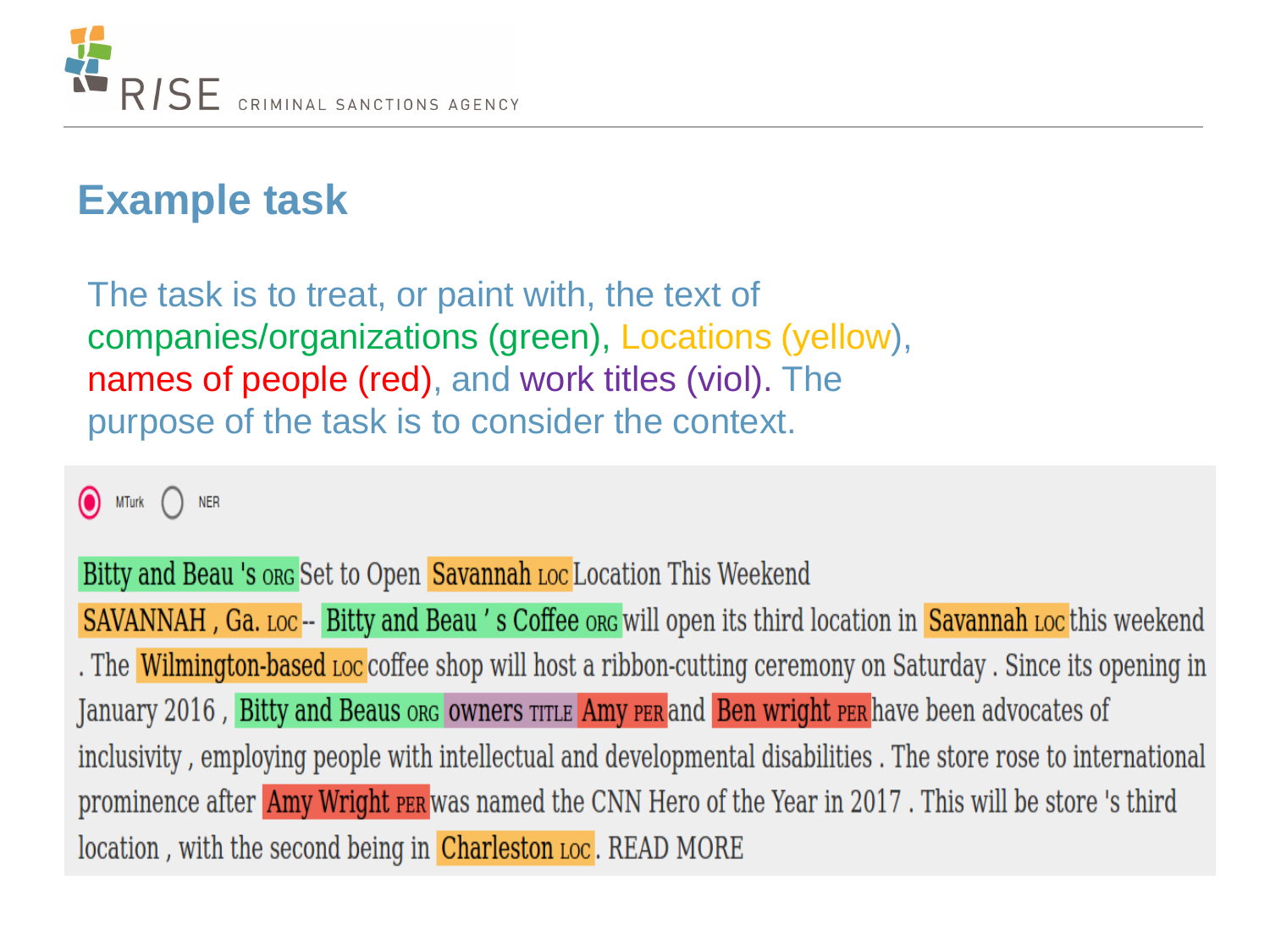## Example task

The task is to treat, or paint with, the text of companies/organizations (green), Locations (yellow), names of people (red), and work titles (viol). The purpose of the task is to consider the context.

MTurk NER

Bitty and Beau 's ORG Set to Open Savannah LOC Location This Weekend

SAVANNAH , Ga. LOC -- Bitty and Beau ' s Coffee ORG will open its third location in Savannah LOC this weekend . The Wilmington-based LOC coffee shop will host a ribbon-cutting ceremony on Saturday . Since its opening in January 2016 , Bitty and Beaus ORG owners TITLE Amy PER and Ben wright PER have been advocates of inclusivity , employing people with intellectual and developmental disabilities . The store rose to international prominence after Amy Wright PER was named the CNN Hero of the Year in 2017 . This will be store 's third location , with the second being in Charleston LOC . READ MORE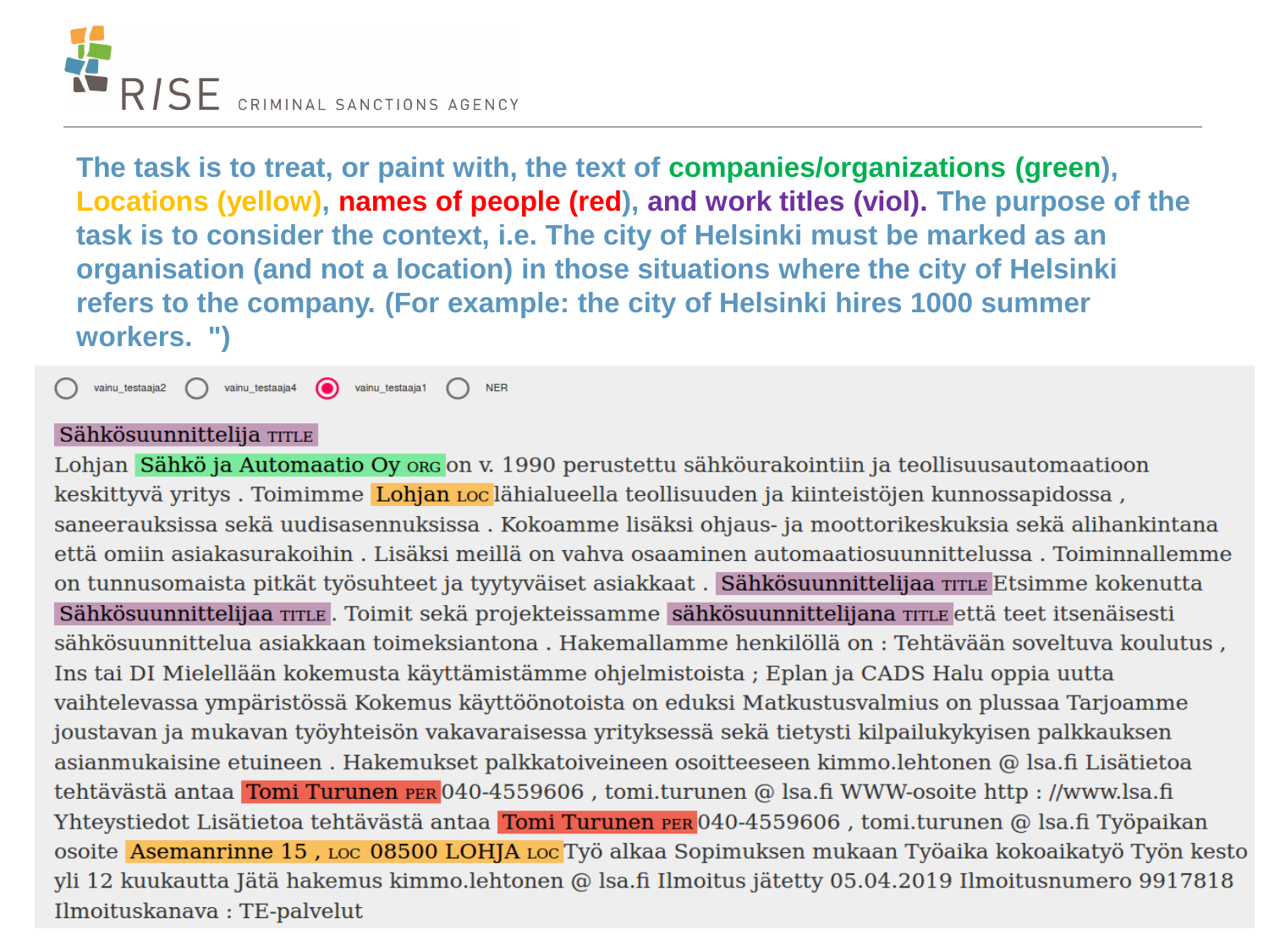RISE CRIMINAL SANCTIONS AGENCY

**The task is to treat, or paint with, the text of companies/organizations (green), Locations (yellow), names of people (red), and work titles (viol). The purpose of the task is to consider the context, i.e. The city of Helsinki must be marked as an organisation (and not a location) in those situations where the city of Helsinki refers to the company. (For example: the city of Helsinki hires 1000 summer workers. ")**

vainu_testaaja2 vainu_testaaja4 vainu_testaaja1 NER

Sähkösuunnittelija TITLE

Lohjan Sähkö ja Automaatio Oy ORG on v. 1990 perustettu sähköurakointiin ja teollisuusautomaatioon keskittyvä yritys . Toimimme Lohjan LOC lähialueella teollisuuden ja kiinteistöjen kunnossapidossa , saneerauksissa sekä uudisasennuksissa . Kokoamme lisäksi ohjaus- ja moottorikeskuksia sekä alihankintana että omiin asiakasurakoihin . Lisäksi meillä on vahva osaaminen automaatiosuunnittelussa . Toiminnallemme on tunnusomaista pitkät työsuhteet ja tyytyväiset asiakkaat . Sähkösuunnittelijaa TITLE Etsimme kokenutta Sähkösuunnittelijaa TITLE . Toimit sekä projekteissamme sähkösuunnittelijana TITLE että teet itsenäisesti sähkösuunnittelua asiakkaan toimeksiantona . Hakemallamme henkilöllä on : Tehtävään soveltuva koulutus , Ins tai DI Mielellään kokemusta käyttämistämme ohjelmistoista ; Eplan ja CADS Halu oppia uutta vaihtelevassa ympäristössä Kokemus käyttöönotoista on eduksi Matkustusvalmius on plussaa Tarjoamme joustavan ja mukavan työyhteisön vakavaraisessa yrityksessä sekä tietysti kilpailukykyisen palkkauksen asianmukaisine etuineen . Hakemukset palkkatoiveineen osoitteeseen kimmo.lehtonen @ lsa.fi Lisätietoa tehtävästä antaa Tomi Turunen PER 040-4559606 , tomi.turunen @ lsa.fi WWW-osoite http : //www.lsa.fi Yhteystiedot Lisätietoa tehtävästä antaa Tomi Turunen PER 040-4559606 , tomi.turunen @ lsa.fi Työpaikan osoite Asemanrinne 15 , LOC 08500 LOHJA LOC Työ alkaa Sopimuksen mukaan Työaika kokoaikatyö Työn kesto yli 12 kuukautta Jätä hakemus kimmo.lehtonen @ lsa.fi Ilmoitus jätetty 05.04.2019 Ilmoitusnumero 9917818 Ilmoituskanava : TE-palvelut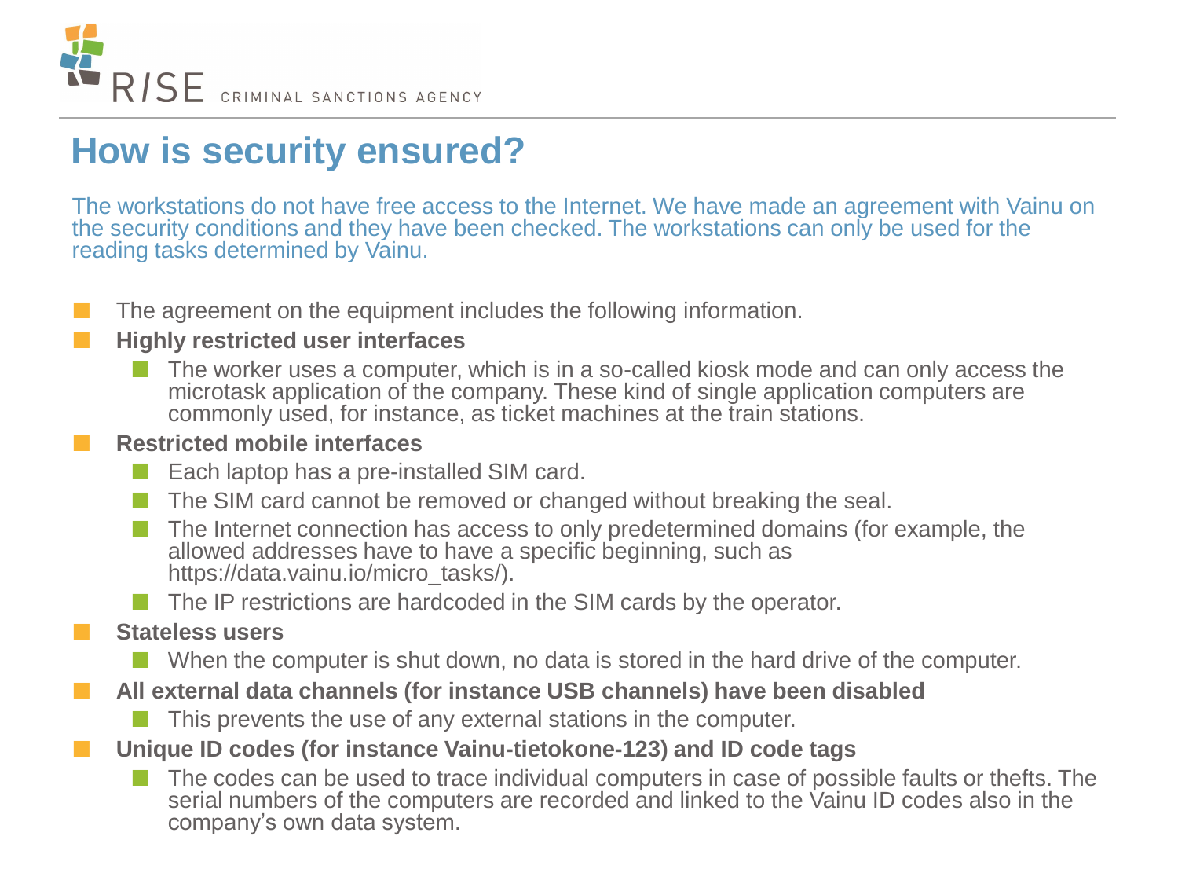# How is security ensured?

The workstations do not have free access to the Internet. We have made an agreement with Vainu on the security conditions and they have been checked. The workstations can only be used for the reading tasks determined by Vainu.

- The agreement on the equipment includes the following information.
- **Highly restricted user interfaces**
  - The worker uses a computer, which is in a so-called kiosk mode and can only access the microtask application of the company. These kind of single application computers are commonly used, for instance, as ticket machines at the train stations.
- **Restricted mobile interfaces**
  - Each laptop has a pre-installed SIM card.
  - The SIM card cannot be removed or changed without breaking the seal.
  - The Internet connection has access to only predetermined domains (for example, the allowed addresses have to have a specific beginning, such as https://data.vainu.io/micro_tasks/).
  - The IP restrictions are hardcoded in the SIM cards by the operator.
- **Stateless users**
  - When the computer is shut down, no data is stored in the hard drive of the computer.
- **All external data channels (for instance USB channels) have been disabled**
  - This prevents the use of any external stations in the computer.
- **Unique ID codes (for instance Vainu-tietokone-123) and ID code tags**
  - The codes can be used to trace individual computers in case of possible faults or thefts. The serial numbers of the computers are recorded and linked to the Vainu ID codes also in the company's own data system.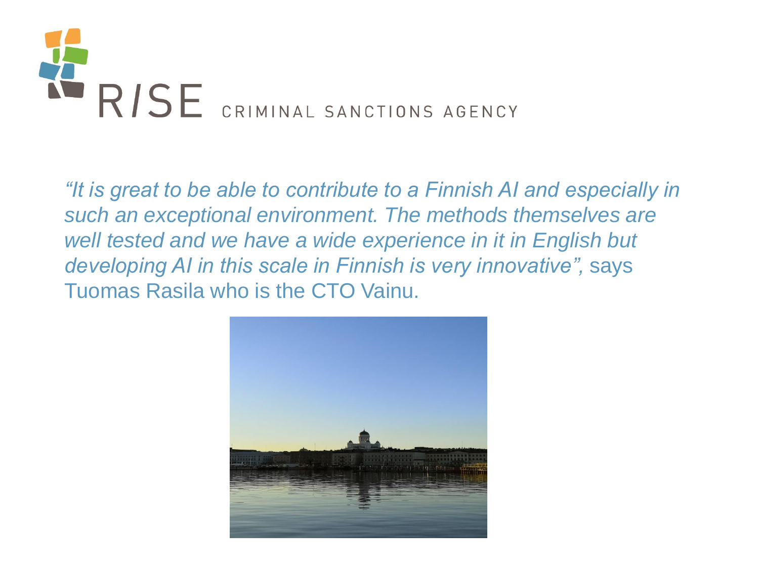RISE CRIMINAL SANCTIONS AGENCY

*"It is great to be able to contribute to a Finnish AI and especially in such an exceptional environment. The methods themselves are well tested and we have a wide experience in it in English but developing AI in this scale in Finnish is very innovative",* says Tuomas Rasila who is the CTO Vainu.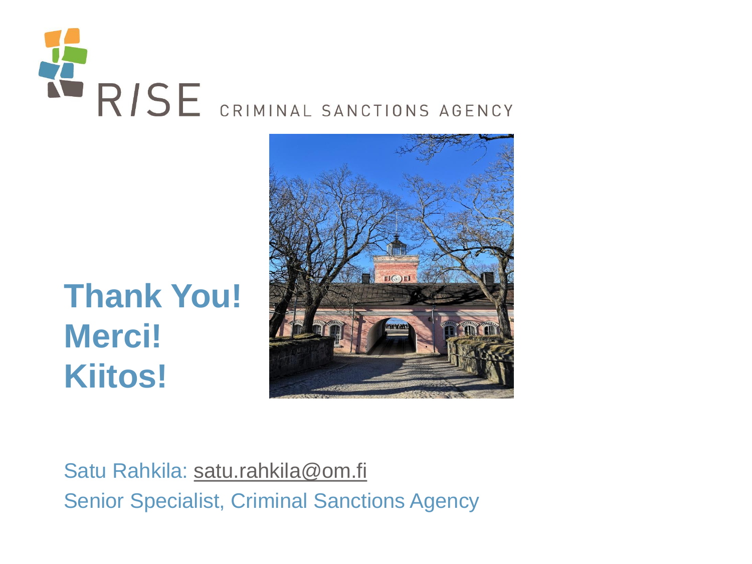RISE CRIMINAL SANCTIONS AGENCY

# Thank You!
# Merci!
# Kiitos!

Satu Rahkila: satu.rahkila@om.fi

Senior Specialist, Criminal Sanctions Agency